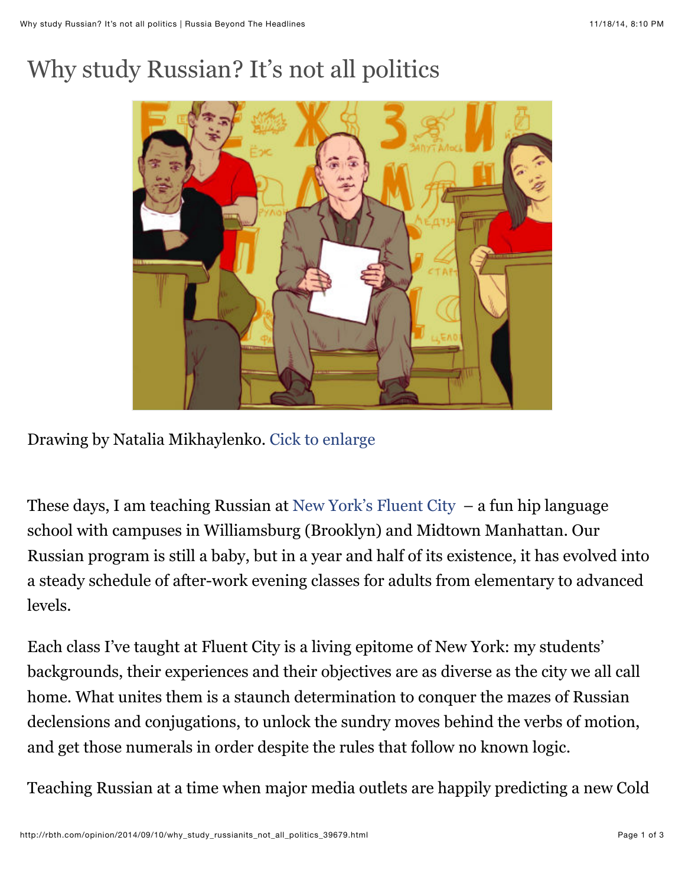# Why study Russian? It's not all politics

Drawing by Natalia Mikhaylenko. Cick to enlarge

These days, I am teaching Russian at New York's Fluent City – a fun hip language school with campuses in Williamsburg (Brooklyn) and Midtown Manhattan. Our Russian program is still a baby, but in a year and half of its existence, it has evolved into a steady schedule of after-work evening classes for adults from elementary to advanced levels.

Each class I've taught at Fluent City is a living epitome of New York: my students' backgrounds, their experiences and their objectives are as diverse as the city we all call home. What unites them is a staunch determination to conquer the mazes of Russian declensions and conjugations, to unlock the sundry moves behind the verbs of motion, and get those numerals in order despite the rules that follow no known logic.

Teaching Russian at a time when major media outlets are happily predicting a new Cold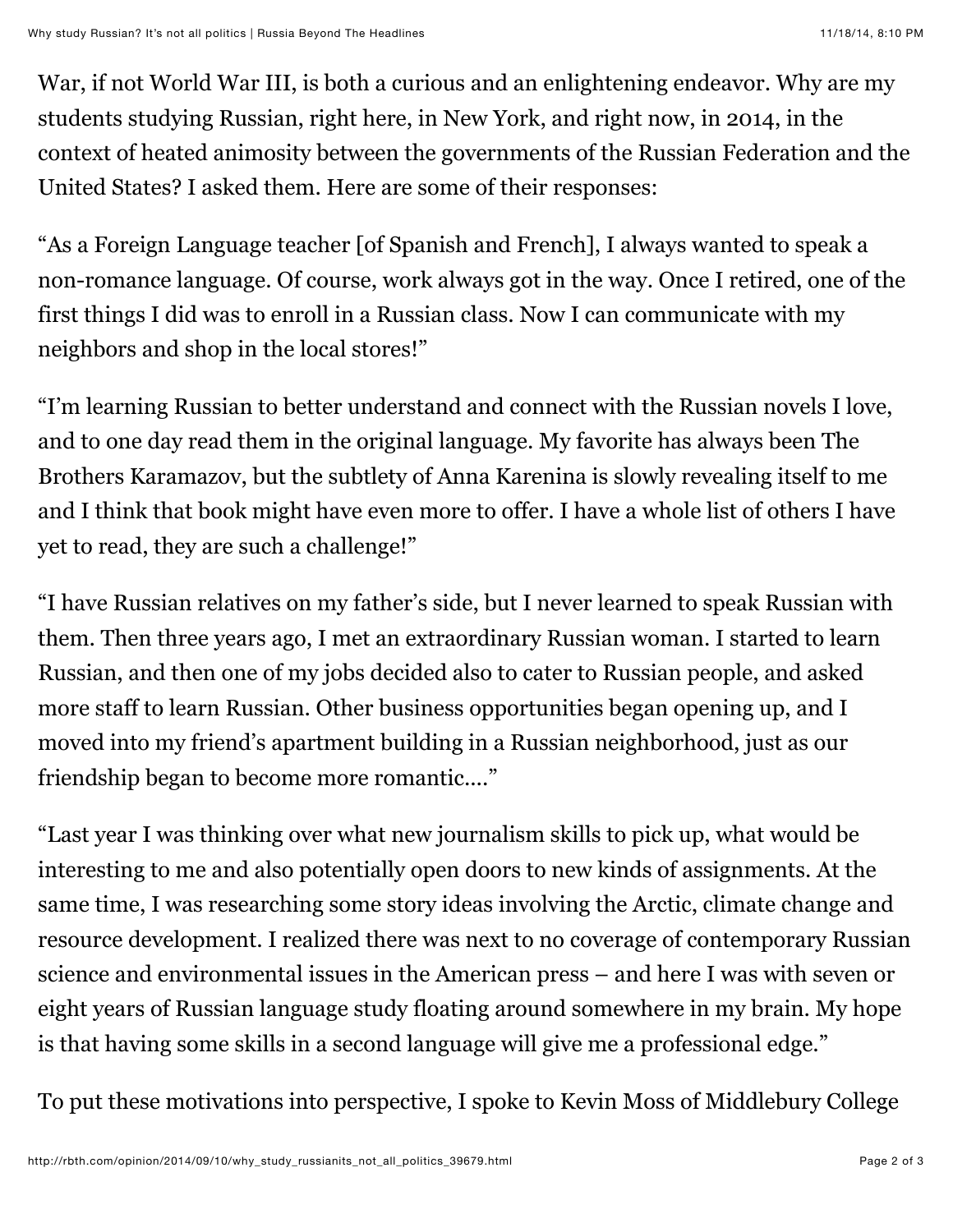War, if not World War III, is both a curious and an enlightening endeavor. Why are my students studying Russian, right here, in New York, and right now, in 2014, in the context of heated animosity between the governments of the Russian Federation and the United States? I asked them. Here are some of their responses:

"As a Foreign Language teacher [of Spanish and French], I always wanted to speak a non-romance language. Of course, work always got in the way. Once I retired, one of the first things I did was to enroll in a Russian class. Now I can communicate with my neighbors and shop in the local stores!"

"I'm learning Russian to better understand and connect with the Russian novels I love, and to one day read them in the original language. My favorite has always been The Brothers Karamazov, but the subtlety of Anna Karenina is slowly revealing itself to me and I think that book might have even more to offer. I have a whole list of others I have yet to read, they are such a challenge!"

"I have Russian relatives on my father's side, but I never learned to speak Russian with them. Then three years ago, I met an extraordinary Russian woman. I started to learn Russian, and then one of my jobs decided also to cater to Russian people, and asked more staff to learn Russian. Other business opportunities began opening up, and I moved into my friend's apartment building in a Russian neighborhood, just as our friendship began to become more romantic...."

"Last year I was thinking over what new journalism skills to pick up, what would be interesting to me and also potentially open doors to new kinds of assignments. At the same time, I was researching some story ideas involving the Arctic, climate change and resource development. I realized there was next to no coverage of contemporary Russian science and environmental issues in the American press – and here I was with seven or eight years of Russian language study floating around somewhere in my brain. My hope is that having some skills in a second language will give me a professional edge."

To put these motivations into perspective, I spoke to Kevin Moss of Middlebury College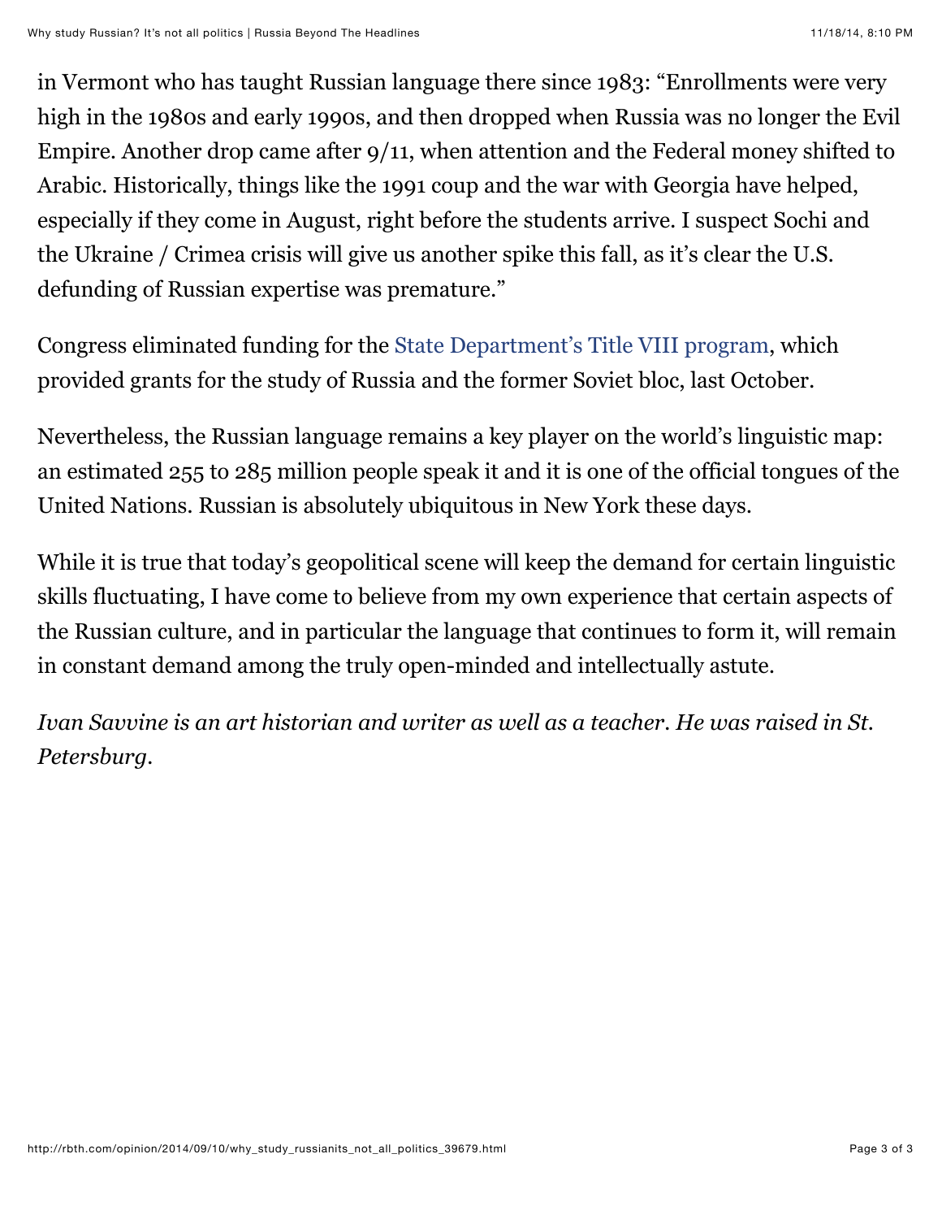in Vermont who has taught Russian language there since 1983: "Enrollments were very high in the 1980s and early 1990s, and then dropped when Russia was no longer the Evil Empire. Another drop came after 9/11, when attention and the Federal money shifted to Arabic. Historically, things like the 1991 coup and the war with Georgia have helped, especially if they come in August, right before the students arrive. I suspect Sochi and the Ukraine / Crimea crisis will give us another spike this fall, as it's clear the U.S. defunding of Russian expertise was premature."

Congress eliminated funding for the State Department's Title VIII program, which provided grants for the study of Russia and the former Soviet bloc, last October.

Nevertheless, the Russian language remains a key player on the world's linguistic map: an estimated 255 to 285 million people speak it and it is one of the official tongues of the United Nations. Russian is absolutely ubiquitous in New York these days.

While it is true that today's geopolitical scene will keep the demand for certain linguistic skills fluctuating, I have come to believe from my own experience that certain aspects of the Russian culture, and in particular the language that continues to form it, will remain in constant demand among the truly open-minded and intellectually astute.

*Ivan Savvine is an art historian and writer as well as a teacher. He was raised in St. Petersburg.*